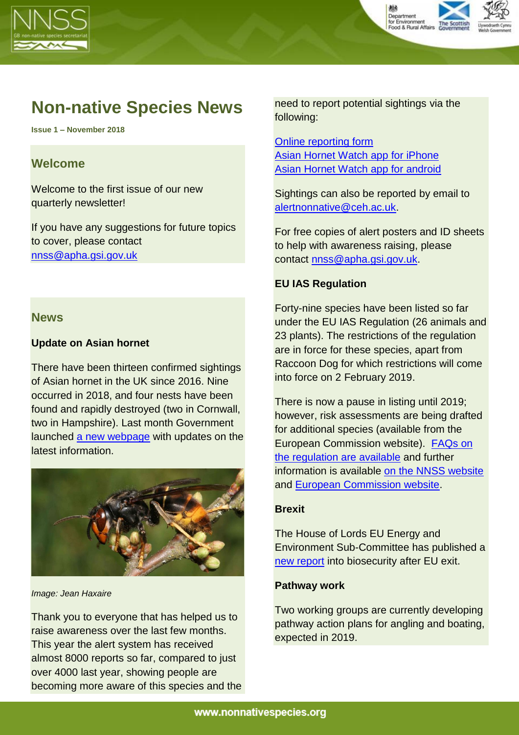# Non-native Species News

**Issue 1 – November 2018**

## Welcome

Welcome to the first issue of our new quarterly newsletter!

If you have any suggestions for future topics to cover, please contact nnss@apha.gsi.gov.uk

## News

### Update on Asian hornet

There have been thirteen confirmed sightings of Asian hornet in the UK since 2016. Nine occurred in 2018, and four nests have been found and rapidly destroyed (two in Cornwall, two in Hampshire). Last month Government launched a new webpage with updates on the latest information.

*Image: Jean Haxaire*

Thank you to everyone that has helped us to raise awareness over the last few months. This year the alert system has received almost 8000 reports so far, compared to just over 4000 last year, showing people are becoming more aware of this species and the need to report potential sightings via the following:

Online reporting form
Asian Hornet Watch app for iPhone
Asian Hornet Watch app for android

Sightings can also be reported by email to alertnonnative@ceh.ac.uk.

For free copies of alert posters and ID sheets to help with awareness raising, please contact nnss@apha.gsi.gov.uk.

### EU IAS Regulation

Forty-nine species have been listed so far under the EU IAS Regulation (26 animals and 23 plants). The restrictions of the regulation are in force for these species, apart from Raccoon Dog for which restrictions will come into force on 2 February 2019.

There is now a pause in listing until 2019; however, risk assessments are being drafted for additional species (available from the European Commission website). FAQs on the regulation are available and further information is available on the NNSS website and European Commission website.

### Brexit

The House of Lords EU Energy and Environment Sub-Committee has published a new report into biosecurity after EU exit.

### Pathway work

Two working groups are currently developing pathway action plans for angling and boating, expected in 2019.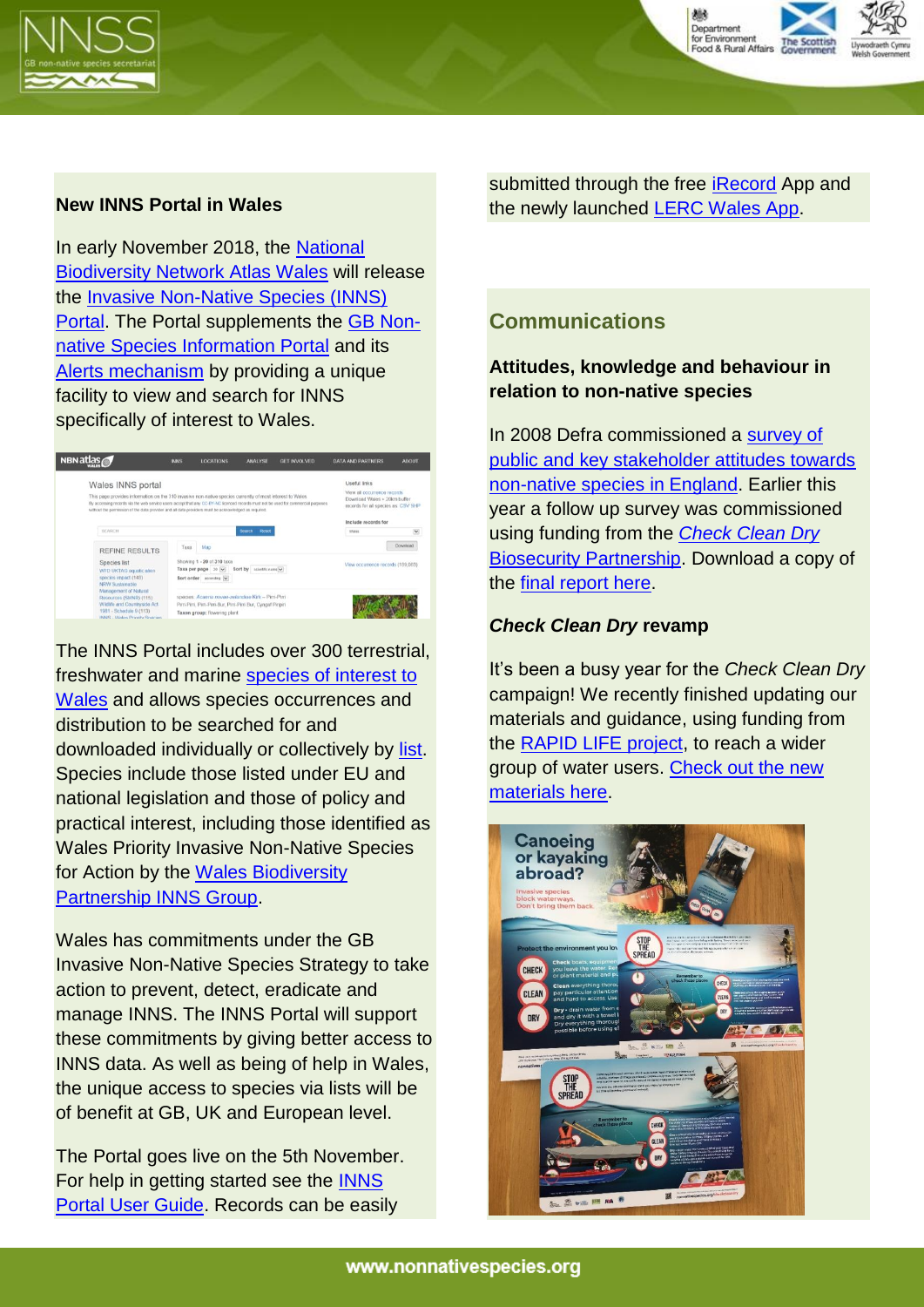## New INNS Portal in Wales

In early November 2018, the National Biodiversity Network Atlas Wales will release the Invasive Non-Native Species (INNS) Portal. The Portal supplements the GB Non-native Species Information Portal and its Alerts mechanism by providing a unique facility to view and search for INNS specifically of interest to Wales.

The INNS Portal includes over 300 terrestrial, freshwater and marine species of interest to Wales and allows species occurrences and distribution to be searched for and downloaded individually or collectively by list. Species include those listed under EU and national legislation and those of policy and practical interest, including those identified as Wales Priority Invasive Non-Native Species for Action by the Wales Biodiversity Partnership INNS Group.

Wales has commitments under the GB Invasive Non-Native Species Strategy to take action to prevent, detect, eradicate and manage INNS. The INNS Portal will support these commitments by giving better access to INNS data. As well as being of help in Wales, the unique access to species via lists will be of benefit at GB, UK and European level.

The Portal goes live on the 5th November. For help in getting started see the INNS Portal User Guide. Records can be easily submitted through the free iRecord App and the newly launched LERC Wales App.

## Communications

### Attitudes, knowledge and behaviour in relation to non-native species

In 2008 Defra commissioned a survey of public and key stakeholder attitudes towards non-native species in England. Earlier this year a follow up survey was commissioned using funding from the *Check Clean Dry* Biosecurity Partnership. Download a copy of the final report here.

### *Check Clean Dry* revamp

It's been a busy year for the *Check Clean Dry* campaign! We recently finished updating our materials and guidance, using funding from the RAPID LIFE project, to reach a wider group of water users. Check out the new materials here.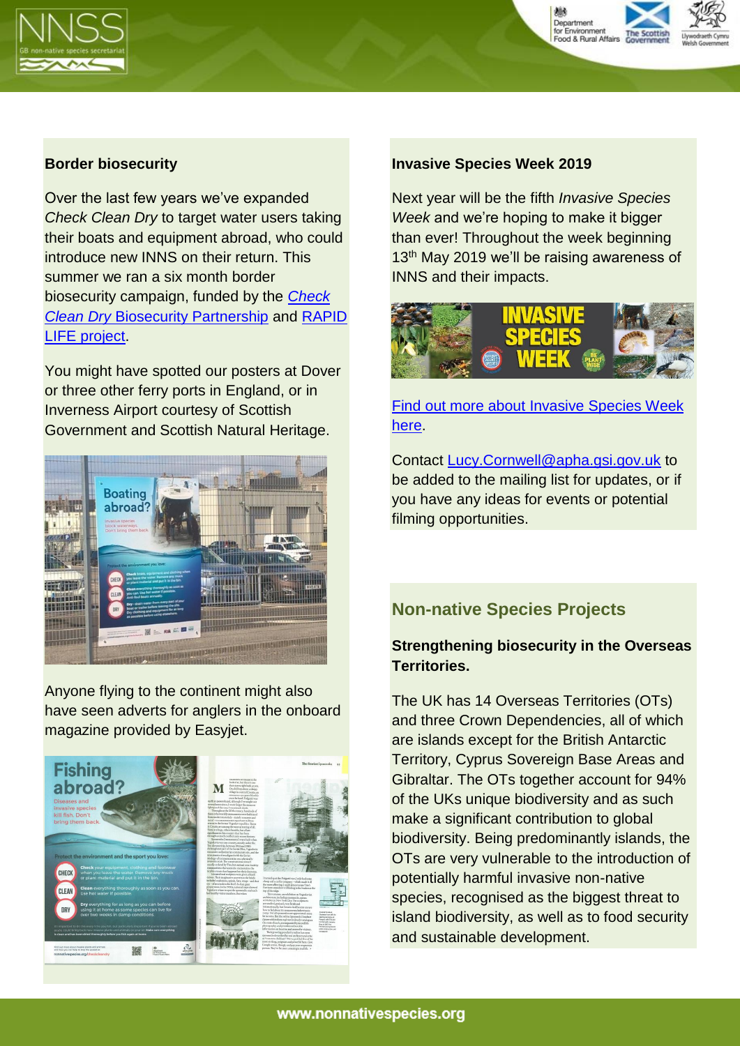**Border biosecurity**

Over the last few years we've expanded *Check Clean Dry* to target water users taking their boats and equipment abroad, who could introduce new INNS on their return. This summer we ran a six month border biosecurity campaign, funded by the *Check Clean Dry* Biosecurity Partnership and RAPID LIFE project.

You might have spotted our posters at Dover or three other ferry ports in England, or in Inverness Airport courtesy of Scottish Government and Scottish Natural Heritage.

Anyone flying to the continent might also have seen adverts for anglers in the onboard magazine provided by Easyjet.

**Invasive Species Week 2019**

Next year will be the fifth *Invasive Species Week* and we're hoping to make it bigger than ever! Throughout the week beginning 13th May 2019 we'll be raising awareness of INNS and their impacts.

Find out more about Invasive Species Week here.

Contact Lucy.Cornwell@apha.gsi.gov.uk to be added to the mailing list for updates, or if you have any ideas for events or potential filming opportunities.

## Non-native Species Projects

**Strengthening biosecurity in the Overseas Territories.**

The UK has 14 Overseas Territories (OTs) and three Crown Dependencies, all of which are islands except for the British Antarctic Territory, Cyprus Sovereign Base Areas and Gibraltar. The OTs together account for 94% of the UKs unique biodiversity and as such make a significant contribution to global biodiversity. Being predominantly islands, the OTs are very vulnerable to the introduction of potentially harmful invasive non-native species, recognised as the biggest threat to island biodiversity, as well as to food security and sustainable development.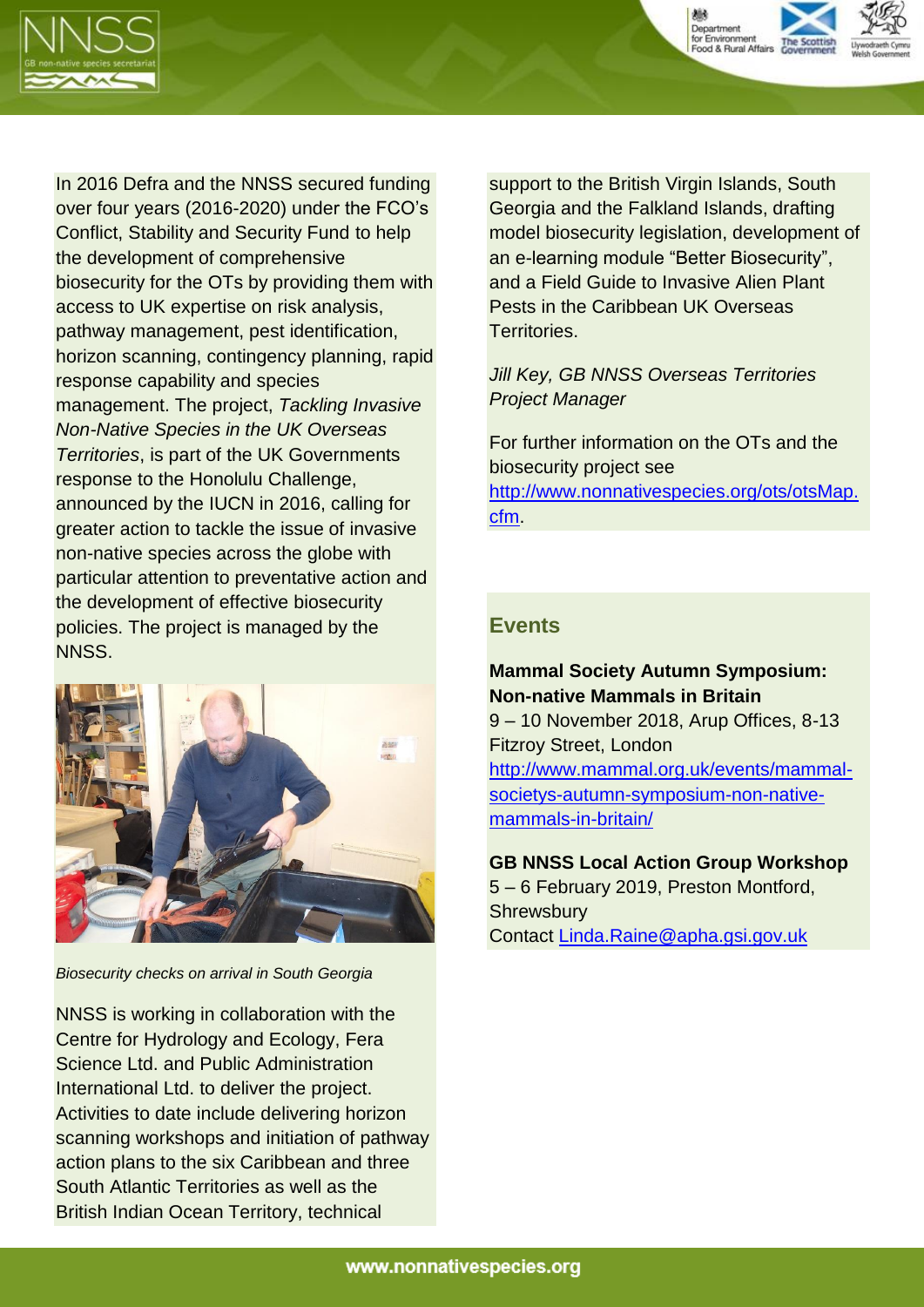In 2016 Defra and the NNSS secured funding over four years (2016-2020) under the FCO's Conflict, Stability and Security Fund to help the development of comprehensive biosecurity for the OTs by providing them with access to UK expertise on risk analysis, pathway management, pest identification, horizon scanning, contingency planning, rapid response capability and species management. The project, *Tackling Invasive Non-Native Species in the UK Overseas Territories*, is part of the UK Governments response to the Honolulu Challenge, announced by the IUCN in 2016, calling for greater action to tackle the issue of invasive non-native species across the globe with particular attention to preventative action and the development of effective biosecurity policies. The project is managed by the NNSS.

*Biosecurity checks on arrival in South Georgia*

NNSS is working in collaboration with the Centre for Hydrology and Ecology, Fera Science Ltd. and Public Administration International Ltd. to deliver the project. Activities to date include delivering horizon scanning workshops and initiation of pathway action plans to the six Caribbean and three South Atlantic Territories as well as the British Indian Ocean Territory, technical support to the British Virgin Islands, South Georgia and the Falkland Islands, drafting model biosecurity legislation, development of an e-learning module "Better Biosecurity", and a Field Guide to Invasive Alien Plant Pests in the Caribbean UK Overseas Territories.

*Jill Key, GB NNSS Overseas Territories Project Manager*

For further information on the OTs and the biosecurity project see http://www.nonnativespecies.org/ots/otsMap.cfm.

## Events

**Mammal Society Autumn Symposium: Non-native Mammals in Britain**
9 – 10 November 2018, Arup Offices, 8-13 Fitzroy Street, London
http://www.mammal.org.uk/events/mammal-societys-autumn-symposium-non-native-mammals-in-britain/

**GB NNSS Local Action Group Workshop**
5 – 6 February 2019, Preston Montford, Shrewsbury
Contact Linda.Raine@apha.gsi.gov.uk